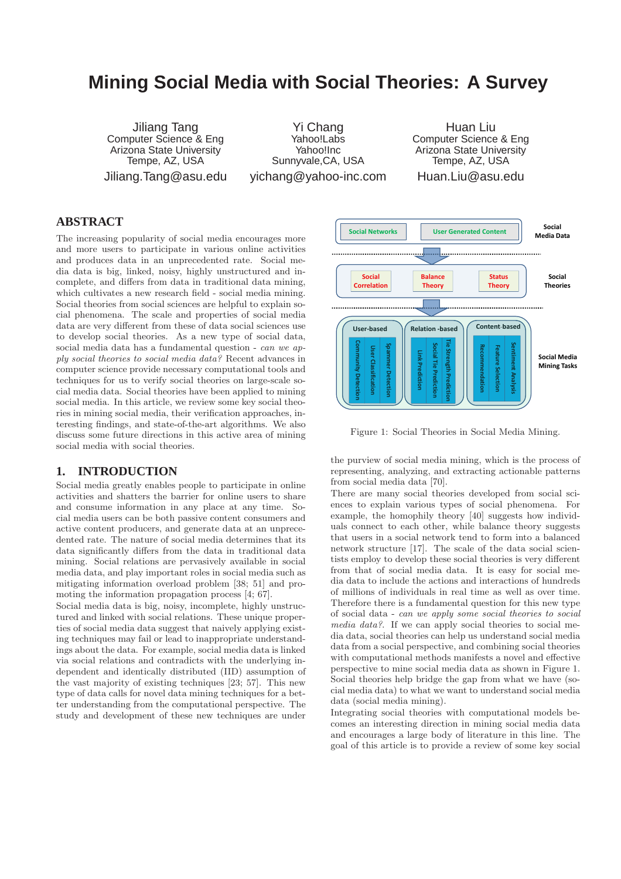# Mining Social Media with Social Theories: A Survey

Jiliang Tang
Computer Science & Eng
Arizona State University
Tempe, AZ, USA
Jiliang.Tang@asu.edu

Yi Chang
Yahoo!Labs
Yahoo!Inc
Sunnyvale,CA, USA
yichang@yahoo-inc.com

Huan Liu
Computer Science & Eng
Arizona State University
Tempe, AZ, USA
Huan.Liu@asu.edu

## ABSTRACT

The increasing popularity of social media encourages more and more users to participate in various online activities and produces data in an unprecedented rate. Social media data is big, linked, noisy, highly unstructured and incomplete, and differs from data in traditional data mining, which cultivates a new research field - social media mining. Social theories from social sciences are helpful to explain social phenomena. The scale and properties of social media data are very different from these of data social sciences use to develop social theories. As a new type of social data, social media data has a fundamental question - *can we apply social theories to social media data?* Recent advances in computer science provide necessary computational tools and techniques for us to verify social theories on large-scale social media data. Social theories have been applied to mining social media. In this article, we review some key social theories in mining social media, their verification approaches, interesting findings, and state-of-the-art algorithms. We also discuss some future directions in this active area of mining social media with social theories.

## 1. INTRODUCTION

Social media greatly enables people to participate in online activities and shatters the barrier for online users to share and consume information in any place at any time. Social media users can be both passive content consumers and active content producers, and generate data at an unprecedented rate. The nature of social media determines that its data significantly differs from the data in traditional data mining. Social relations are pervasively available in social media data, and play important roles in social media such as mitigating information overload problem [38; 51] and promoting the information propagation process [4; 67].

Social media data is big, noisy, incomplete, highly unstructured and linked with social relations. These unique properties of social media data suggest that naively applying existing techniques may fail or lead to inappropriate understandings about the data. For example, social media data is linked via social relations and contradicts with the underlying independent and identically distributed (IID) assumption of the vast majority of existing techniques [23; 57]. This new type of data calls for novel data mining techniques for a better understanding from the computational perspective. The study and development of these new techniques are under the purview of social media mining, which is the process of representing, analyzing, and extracting actionable patterns from social media data [70].

Social Networks
User Generated Content
Social Media Data
Social Correlation
Balance Theory
Status Theory
Social Theories
User-based
Community Detection
User Classification
Spammer Detection
Relation -based
Link Prediction
Social Tie Prediction
Tie Strength Prediction
Content-based
Recommendation
Feature Selection
Sentiment Analysis
Social Media Mining Tasks

Figure 1: Social Theories in Social Media Mining.

There are many social theories developed from social sciences to explain various types of social phenomena. For example, the homophily theory [40] suggests how individuals connect to each other, while balance theory suggests that users in a social network tend to form into a balanced network structure [17]. The scale of the data social scientists employ to develop these social theories is very different from that of social media data. It is easy for social media data to include the actions and interactions of hundreds of millions of individuals in real time as well as over time. Therefore there is a fundamental question for this new type of social data - *can we apply some social theories to social media data?*. If we can apply social theories to social media data, social theories can help us understand social media data from a social perspective, and combining social theories with computational methods manifests a novel and effective perspective to mine social media data as shown in Figure 1. Social theories help bridge the gap from what we have (social media data) to what we want to understand social media data (social media mining).

Integrating social theories with computational models becomes an interesting direction in mining social media data and encourages a large body of literature in this line. The goal of this article is to provide a review of some key social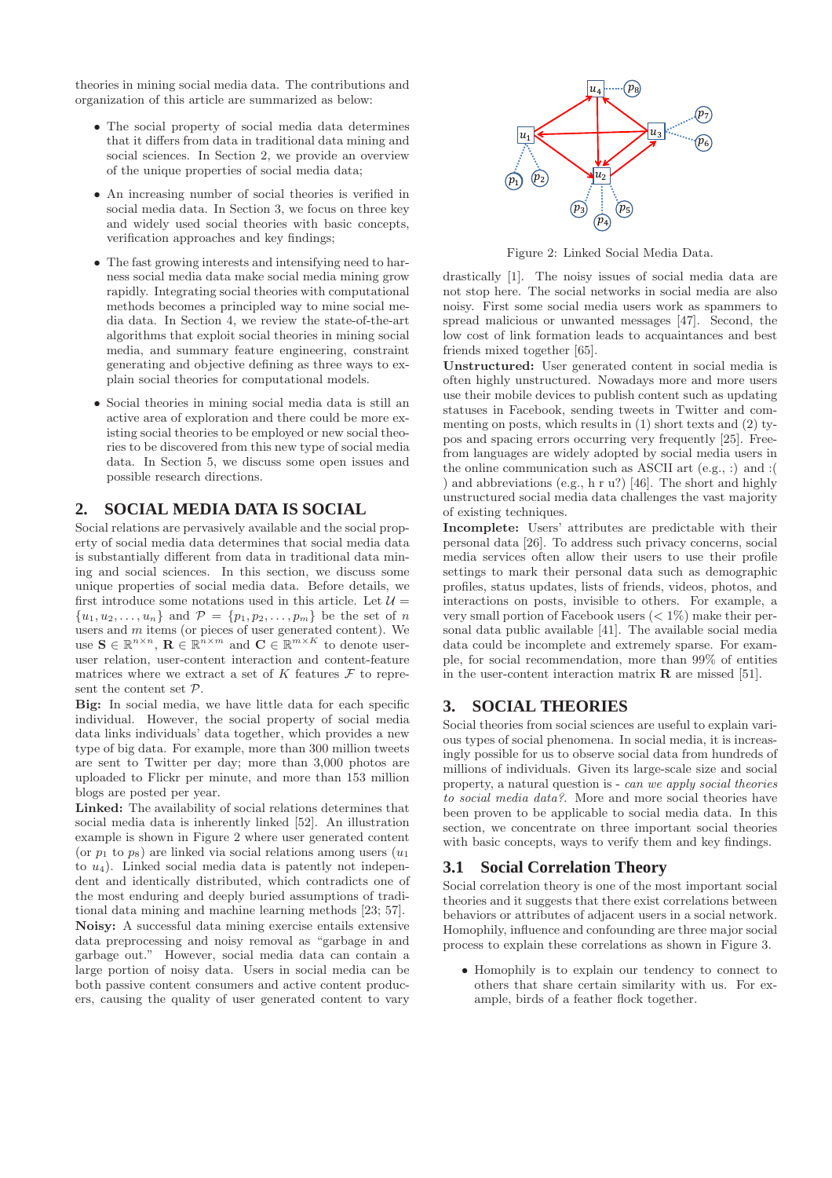theories in mining social media data. The contributions and organization of this article are summarized as below:

- The social property of social media data determines that it differs from data in traditional data mining and social sciences. In Section 2, we provide an overview of the unique properties of social media data;
- An increasing number of social theories is verified in social media data. In Section 3, we focus on three key and widely used social theories with basic concepts, verification approaches and key findings;
- The fast growing interests and intensifying need to harness social media data make social media mining grow rapidly. Integrating social theories with computational methods becomes a principled way to mine social media data. In Section 4, we review the state-of-the-art algorithms that exploit social theories in mining social media, and summary feature engineering, constraint generating and objective defining as three ways to explain social theories for computational models.
- Social theories in mining social media data is still an active area of exploration and there could be more existing social theories to be employed or new social theories to be discovered from this new type of social media data. In Section 5, we discuss some open issues and possible research directions.

## 2. SOCIAL MEDIA DATA IS SOCIAL

Social relations are pervasively available and the social property of social media data determines that social media data is substantially different from data in traditional data mining and social sciences. In this section, we discuss some unique properties of social media data. Before details, we first introduce some notations used in this article. Let $\mathcal{U} = \{u_1, u_2, \ldots, u_n\}$ and $\mathcal{P} = \{p_1, p_2, \ldots, p_m\}$ be the set of $n$ users and $m$ items (or pieces of user generated content). We use $\mathbf{S} \in \mathbb{R}^{n \times n}$, $\mathbf{R} \in \mathbb{R}^{n \times m}$ and $\mathbf{C} \in \mathbb{R}^{m \times K}$ to denote user-user relation, user-content interaction and content-feature matrices where we extract a set of $K$ features $\mathcal{F}$ to represent the content set $\mathcal{P}$.

**Big:** In social media, we have little data for each specific individual. However, the social property of social media data links individuals' data together, which provides a new type of big data. For example, more than 300 million tweets are sent to Twitter per day; more than 3,000 photos are uploaded to Flickr per minute, and more than 153 million blogs are posted per year.

**Linked:** The availability of social relations determines that social media data is inherently linked [52]. An illustration example is shown in Figure 2 where user generated content (or $p_1$ to $p_8$) are linked via social relations among users ($u_1$ to $u_4$). Linked social media data is patently not independent and identically distributed, which contradicts one of the most enduring and deeply buried assumptions of traditional data mining and machine learning methods [23; 57].

**Noisy:** A successful data mining exercise entails extensive data preprocessing and noisy removal as "garbage in and garbage out." However, social media data can contain a large portion of noisy data. Users in social media can be both passive content consumers and active content producers, causing the quality of user generated content to vary drastically [1]. The noisy issues of social media data are not stop here. The social networks in social media are also noisy. First some social media users work as spammers to spread malicious or unwanted messages [47]. Second, the low cost of link formation leads to acquaintances and best friends mixed together [65].

Figure 2: Linked Social Media Data.

**Unstructured:** User generated content in social media is often highly unstructured. Nowadays more and more users use their mobile devices to publish content such as updating statuses in Facebook, sending tweets in Twitter and commenting on posts, which results in (1) short texts and (2) typos and spacing errors occurring very frequently [25]. Free-from languages are widely adopted by social media users in the online communication such as ASCII art (e.g., :) and :( ) and abbreviations (e.g., h r u?) [46]. The short and highly unstructured social media data challenges the vast majority of existing techniques.

**Incomplete:** Users' attributes are predictable with their personal data [26]. To address such privacy concerns, social media services often allow their users to use their profile settings to mark their personal data such as demographic profiles, status updates, lists of friends, videos, photos, and interactions on posts, invisible to others. For example, a very small portion of Facebook users ($< 1\%$) make their personal data public available [41]. The available social media data could be incomplete and extremely sparse. For example, for social recommendation, more than 99% of entities in the user-content interaction matrix $\mathbf{R}$ are missed [51].

## 3. SOCIAL THEORIES

Social theories from social sciences are useful to explain various types of social phenomena. In social media, it is increasingly possible for us to observe social data from hundreds of millions of individuals. Given its large-scale size and social property, a natural question is - *can we apply social theories to social media data?*. More and more social theories have been proven to be applicable to social media data. In this section, we concentrate on three important social theories with basic concepts, ways to verify them and key findings.

### 3.1 Social Correlation Theory

Social correlation theory is one of the most important social theories and it suggests that there exist correlations between behaviors or attributes of adjacent users in a social network. Homophily, influence and confounding are three major social process to explain these correlations as shown in Figure 3.

- Homophily is to explain our tendency to connect to others that share certain similarity with us. For example, birds of a feather flock together.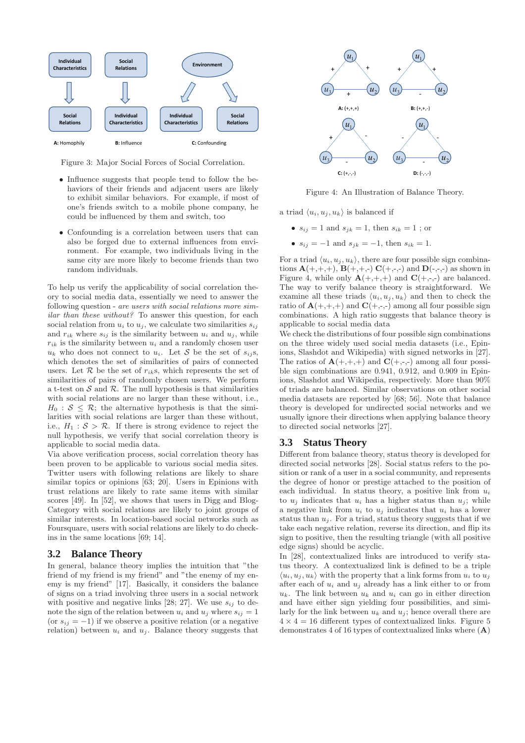Figure 3: Major Social Forces of Social Correlation.

- Influence suggests that people tend to follow the behaviors of their friends and adjacent users are likely to exhibit similar behaviors. For example, if most of one's friends switch to a mobile phone company, he could be influenced by them and switch, too
- Confounding is a correlation between users that can also be forged due to external influences from environment. For example, two individuals living in the same city are more likely to become friends than two random individuals.

To help us verify the applicability of social correlation theory to social media data, essentially we need to answer the following question - *are users with social relations more similar than these without?* To answer this question, for each social relation from $u_i$ to $u_j$, we calculate two similarities $s_{ij}$ and $r_{ik}$ where $s_{ij}$ is the similarity between $u_i$ and $u_j$, while $r_{ik}$ is the similarity between $u_i$ and a randomly chosen user $u_k$ who does not connect to $u_i$. Let $\mathcal{S}$ be the set of $s_{ij}$s, which denotes the set of similarities of pairs of connected users. Let $\mathcal{R}$ be the set of $r_{ik}$s, which represents the set of similarities of pairs of randomly chosen users. We perform a t-test on $\mathcal{S}$ and $\mathcal{R}$. The null hypothesis is that similarities with social relations are no larger than these without, i.e., $H_0 : \mathcal{S} \leq \mathcal{R}$; the alternative hypothesis is that the similarities with social relations are larger than these without, i.e., $H_1 : \mathcal{S} > \mathcal{R}$. If there is strong evidence to reject the null hypothesis, we verify that social correlation theory is applicable to social media data.

Via above verification process, social correlation theory has been proven to be applicable to various social media sites. Twitter users with following relations are likely to share similar topics or opinions [63; 20]. Users in Epinions with trust relations are likely to rate same items with similar scores [49]. In [52], we shows that users in Digg and BlogCategory with social relations are likely to joint groups of similar interests. In location-based social networks such as Foursquare, users with social relations are likely to do check-ins in the same locations [69; 14].

## 3.2 Balance Theory

In general, balance theory implies the intuition that "the friend of my friend is my friend" and "the enemy of my enemy is my friend" [17]. Basically, it considers the balance of signs on a triad involving three users in a social network with positive and negative links [28; 27]. We use $s_{ij}$ to denote the sign of the relation between $u_i$ and $u_j$ where $s_{ij} = 1$ (or $s_{ij} = -1$) if we observe a positive relation (or a negative relation) between $u_i$ and $u_j$. Balance theory suggests that a triad $\langle u_i, u_j, u_k \rangle$ is balanced if

- $s_{ij} = 1$ and $s_{jk} = 1$, then $s_{ik} = 1$ ; or
- $s_{ij} = -1$ and $s_{jk} = -1$, then $s_{ik} = 1$.

Figure 4: An Illustration of Balance Theory.

For a triad $\langle u_i, u_j, u_k \rangle$, there are four possible sign combinations **A**(+,+,+), **B**(+,+,-) **C**(+,-,-) and **D**(-,-,-) as shown in Figure 4, while only **A**(+,+,+) and **C**(+,-,-) are balanced. The way to verify balance theory is straightforward. We examine all these triads $\langle u_i, u_j, u_k \rangle$ and then to check the ratio of **A**(+,+,+) and **C**(+,-,-) among all four possible sign combinations. A high ratio suggests that balance theory is applicable to social media data

We check the distributions of four possible sign combinations on the three widely used social media datasets (i.e., Epinions, Slashdot and Wikipedia) with signed networks in [27]. The ratios of **A**(+,+,+) and **C**(+,-,-) among all four possible sign combinations are 0.941, 0.912, and 0.909 in Epinions, Slashdot and Wikipedia, respectively. More than 90% of triads are balanced. Similar observations on other social media datasets are reported by [68; 56]. Note that balance theory is developed for undirected social networks and we usually ignore their directions when applying balance theory to directed social networks [27].

## 3.3 Status Theory

Different from balance theory, status theory is developed for directed social networks [28]. Social status refers to the position or rank of a user in a social community, and represents the degree of honor or prestige attached to the position of each individual. In status theory, a positive link from $u_i$ to $u_j$ indicates that $u_i$ has a higher status than $u_j$; while a negative link from $u_i$ to $u_j$ indicates that $u_i$ has a lower status than $u_j$. For a triad, status theory suggests that if we take each negative relation, reverse its direction, and flip its sign to positive, then the resulting triangle (with all positive edge signs) should be acyclic.

In [28], contextualized links are introduced to verify status theory. A contextualized link is defined to be a triple $\langle u_i, u_j, u_k \rangle$ with the property that a link forms from $u_i$ to $u_j$ after each of $u_i$ and $u_j$ already has a link either to or from $u_k$. The link between $u_k$ and $u_i$ can go in either direction and have either sign yielding four possibilities, and similarly for the link between $u_k$ and $u_j$; hence overall there are $4 \times 4 = 16$ different types of contextualized links. Figure 5 demonstrates 4 of 16 types of contextualized links where (**A**)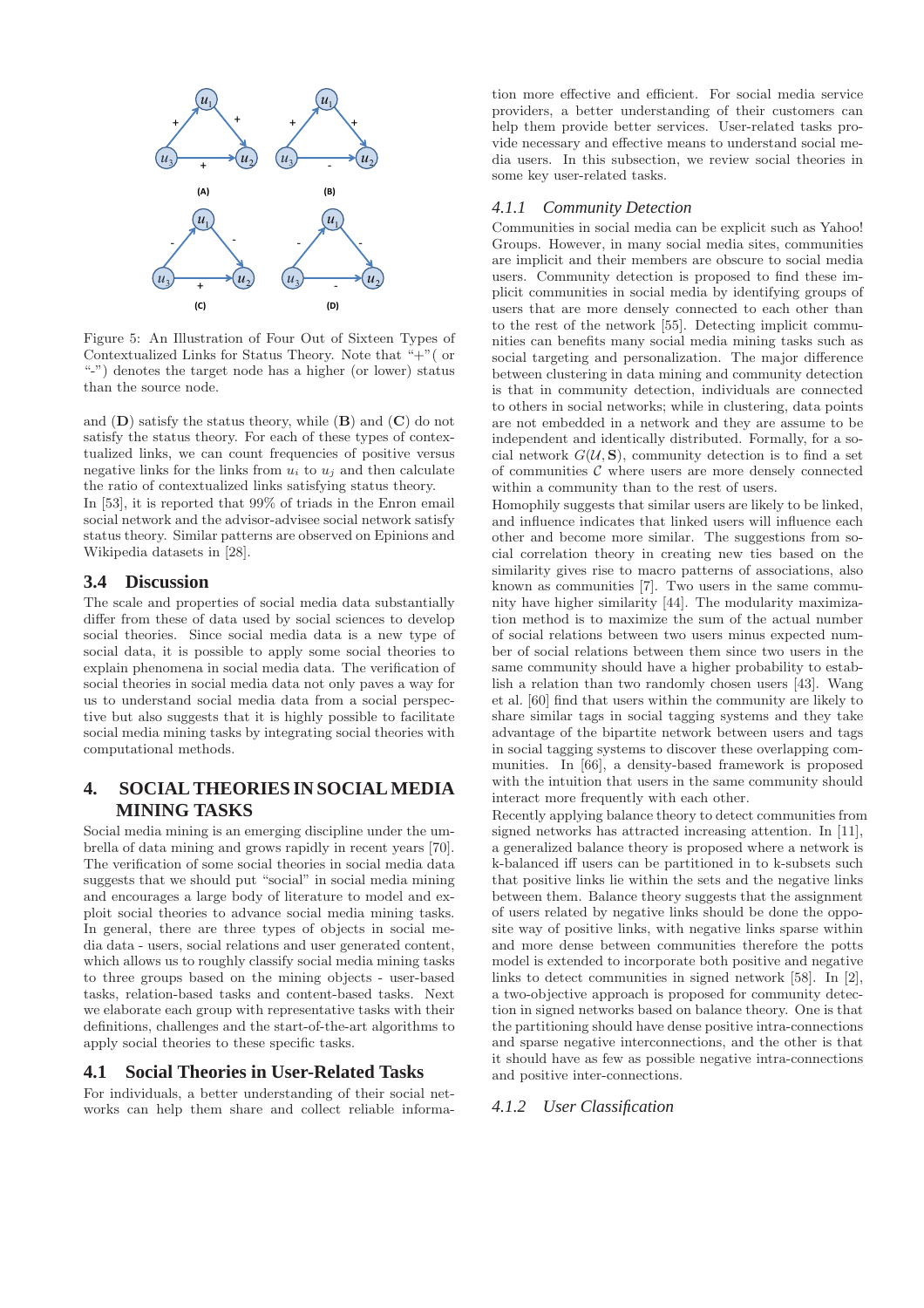Figure 5: An Illustration of Four Out of Sixteen Types of Contextualized Links for Status Theory. Note that "+"( or "-") denotes the target node has a higher (or lower) status than the source node.

and (**D**) satisfy the status theory, while (**B**) and (**C**) do not satisfy the status theory. For each of these types of contextualized links, we can count frequencies of positive versus negative links for the links from $u_i$ to $u_j$ and then calculate the ratio of contextualized links satisfying status theory.

In [53], it is reported that 99% of triads in the Enron email social network and the advisor-advisee social network satisfy status theory. Similar patterns are observed on Epinions and Wikipedia datasets in [28].

## 3.4 Discussion

The scale and properties of social media data substantially differ from these of data used by social sciences to develop social theories. Since social media data is a new type of social data, it is possible to apply some social theories to explain phenomena in social media data. The verification of social theories in social media data not only paves a way for us to understand social media data from a social perspective but also suggests that it is highly possible to facilitate social media mining tasks by integrating social theories with computational methods.

# 4. SOCIAL THEORIES IN SOCIAL MEDIA MINING TASKS

Social media mining is an emerging discipline under the umbrella of data mining and grows rapidly in recent years [70]. The verification of some social theories in social media data suggests that we should put "social" in social media mining and encourages a large body of literature to model and exploit social theories to advance social media mining tasks. In general, there are three types of objects in social media data - users, social relations and user generated content, which allows us to roughly classify social media mining tasks to three groups based on the mining objects - user-based tasks, relation-based tasks and content-based tasks. Next we elaborate each group with representative tasks with their definitions, challenges and the start-of-the-art algorithms to apply social theories to these specific tasks.

## 4.1 Social Theories in User-Related Tasks

For individuals, a better understanding of their social networks can help them share and collect reliable information more effective and efficient. For social media service providers, a better understanding of their customers can help them provide better services. User-related tasks provide necessary and effective means to understand social media users. In this subsection, we review social theories in some key user-related tasks.

### *4.1.1 Community Detection*

Communities in social media can be explicit such as Yahoo! Groups. However, in many social media sites, communities are implicit and their members are obscure to social media users. Community detection is proposed to find these implicit communities in social media by identifying groups of users that are more densely connected to each other than to the rest of the network [55]. Detecting implicit communities can benefits many social media mining tasks such as social targeting and personalization. The major difference between clustering in data mining and community detection is that in community detection, individuals are connected to others in social networks; while in clustering, data points are not embedded in a network and they are assume to be independent and identically distributed. Formally, for a social network $G(\mathcal{U}, \mathbf{S})$, community detection is to find a set of communities $\mathcal{C}$ where users are more densely connected within a community than to the rest of users.

Homophily suggests that similar users are likely to be linked, and influence indicates that linked users will influence each other and become more similar. The suggestions from social correlation theory in creating new ties based on the similarity gives rise to macro patterns of associations, also known as communities [7]. Two users in the same community have higher similarity [44]. The modularity maximization method is to maximize the sum of the actual number of social relations between two users minus expected number of social relations between them since two users in the same community should have a higher probability to establish a relation than two randomly chosen users [43]. Wang et al. [60] find that users within the community are likely to share similar tags in social tagging systems and they take advantage of the bipartite network between users and tags in social tagging systems to discover these overlapping communities. In [66], a density-based framework is proposed with the intuition that users in the same community should interact more frequently with each other.

Recently applying balance theory to detect communities from signed networks has attracted increasing attention. In [11], a generalized balance theory is proposed where a network is k-balanced iff users can be partitioned in to k-subsets such that positive links lie within the sets and the negative links between them. Balance theory suggests that the assignment of users related by negative links should be done the opposite way of positive links, with negative links sparse within and more dense between communities therefore the potts model is extended to incorporate both positive and negative links to detect communities in signed network [58]. In [2], a two-objective approach is proposed for community detection in signed networks based on balance theory. One is that the partitioning should have dense positive intra-connections and sparse negative interconnections, and the other is that it should have as few as possible negative intra-connections and positive inter-connections.

### *4.1.2 User Classification*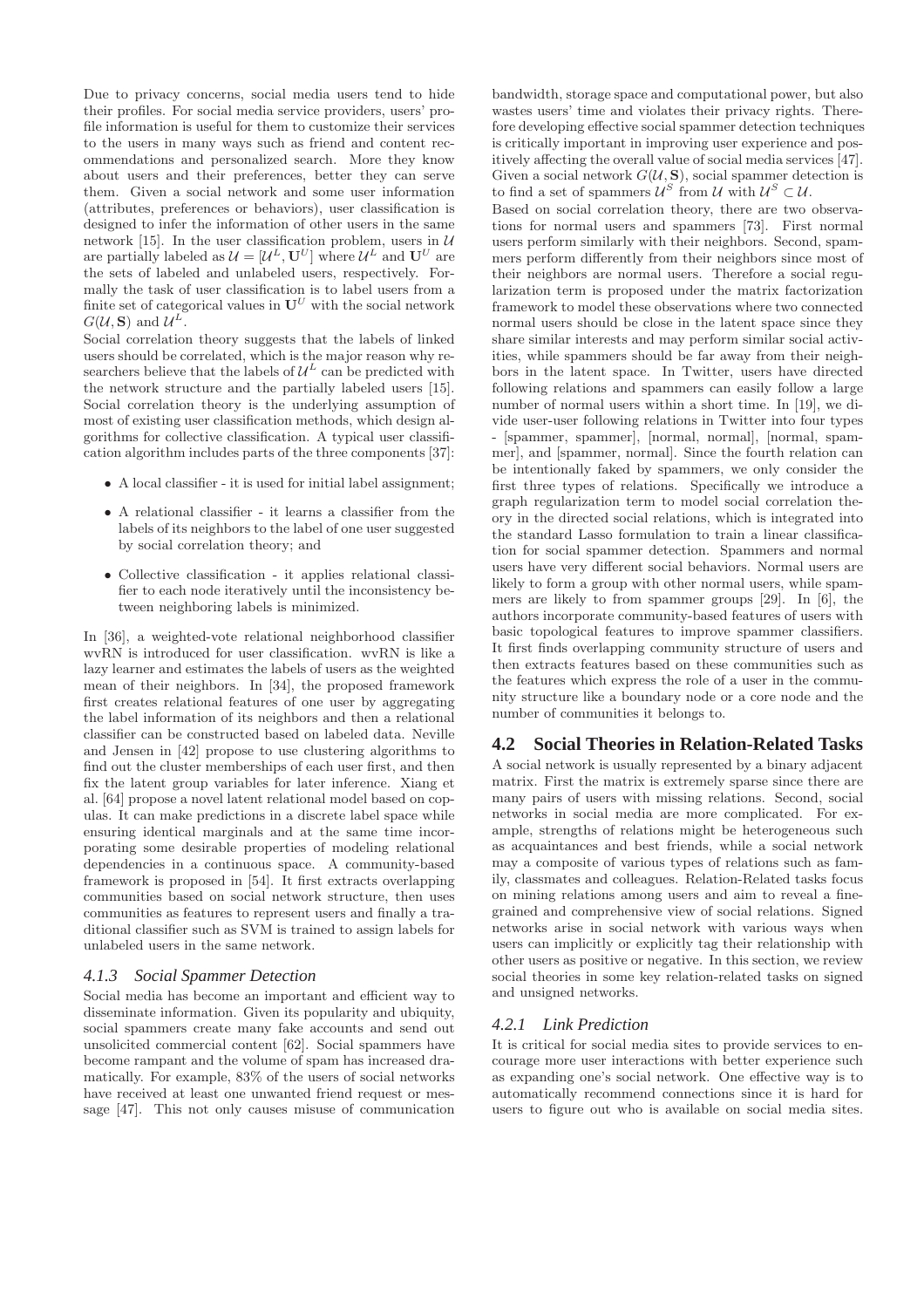Due to privacy concerns, social media users tend to hide their profiles. For social media service providers, users' profile information is useful for them to customize their services to the users in many ways such as friend and content recommendations and personalized search. More they know about users and their preferences, better they can serve them. Given a social network and some user information (attributes, preferences or behaviors), user classification is designed to infer the information of other users in the same network [15]. In the user classification problem, users in $\mathcal{U}$ are partially labeled as $\mathcal{U} = [\mathcal{U}^L, \mathbf{U}^U]$ where $\mathcal{U}^L$ and $\mathbf{U}^U$ are the sets of labeled and unlabeled users, respectively. Formally the task of user classification is to label users from a finite set of categorical values in $\mathbf{U}^U$ with the social network $G(\mathcal{U}, \mathbf{S})$ and $\mathcal{U}^L$.

Social correlation theory suggests that the labels of linked users should be correlated, which is the major reason why researchers believe that the labels of $\mathcal{U}^L$ can be predicted with the network structure and the partially labeled users [15]. Social correlation theory is the underlying assumption of most of existing user classification methods, which design algorithms for collective classification. A typical user classification algorithm includes parts of the three components [37]:

- A local classifier - it is used for initial label assignment;
- A relational classifier - it learns a classifier from the labels of its neighbors to the label of one user suggested by social correlation theory; and
- Collective classification - it applies relational classifier to each node iteratively until the inconsistency between neighboring labels is minimized.

In [36], a weighted-vote relational neighborhood classifier wvRN is introduced for user classification. wvRN is like a lazy learner and estimates the labels of users as the weighted mean of their neighbors. In [34], the proposed framework first creates relational features of one user by aggregating the label information of its neighbors and then a relational classifier can be constructed based on labeled data. Neville and Jensen in [42] propose to use clustering algorithms to find out the cluster memberships of each user first, and then fix the latent group variables for later inference. Xiang et al. [64] propose a novel latent relational model based on copulas. It can make predictions in a discrete label space while ensuring identical marginals and at the same time incorporating some desirable properties of modeling relational dependencies in a continuous space. A community-based framework is proposed in [54]. It first extracts overlapping communities based on social network structure, then uses communities as features to represent users and finally a traditional classifier such as SVM is trained to assign labels for unlabeled users in the same network.

#### *4.1.3 Social Spammer Detection*

Social media has become an important and efficient way to disseminate information. Given its popularity and ubiquity, social spammers create many fake accounts and send out unsolicited commercial content [62]. Social spammers have become rampant and the volume of spam has increased dramatically. For example, 83% of the users of social networks have received at least one unwanted friend request or message [47]. This not only causes misuse of communication bandwidth, storage space and computational power, but also wastes users' time and violates their privacy rights. Therefore developing effective social spammer detection techniques is critically important in improving user experience and positively affecting the overall value of social media services [47]. Given a social network $G(\mathcal{U}, \mathbf{S})$, social spammer detection is to find a set of spammers $\mathcal{U}^S$ from $\mathcal{U}$ with $\mathcal{U}^S \subset \mathcal{U}$.

Based on social correlation theory, there are two observations for normal users and spammers [73]. First normal users perform similarly with their neighbors. Second, spammers perform differently from their neighbors since most of their neighbors are normal users. Therefore a social regularization term is proposed under the matrix factorization framework to model these observations where two connected normal users should be close in the latent space since they share similar interests and may perform similar social activities, while spammers should be far away from their neighbors in the latent space. In Twitter, users have directed following relations and spammers can easily follow a large number of normal users within a short time. In [19], we divide user-user following relations in Twitter into four types - [spammer, spammer], [normal, normal], [normal, spammer], and [spammer, normal]. Since the fourth relation can be intentionally faked by spammers, we only consider the first three types of relations. Specifically we introduce a graph regularization term to model social correlation theory in the directed social relations, which is integrated into the standard Lasso formulation to train a linear classification for social spammer detection. Spammers and normal users have very different social behaviors. Normal users are likely to form a group with other normal users, while spammers are likely to from spammer groups [29]. In [6], the authors incorporate community-based features of users with basic topological features to improve spammer classifiers. It first finds overlapping community structure of users and then extracts features based on these communities such as the features which express the role of a user in the community structure like a boundary node or a core node and the number of communities it belongs to.

## 4.2 Social Theories in Relation-Related Tasks

A social network is usually represented by a binary adjacent matrix. First the matrix is extremely sparse since there are many pairs of users with missing relations. Second, social networks in social media are more complicated. For example, strengths of relations might be heterogeneous such as acquaintances and best friends, while a social network may a composite of various types of relations such as family, classmates and colleagues. Relation-Related tasks focus on mining relations among users and aim to reveal a fine-grained and comprehensive view of social relations. Signed networks arise in social network with various ways when users can implicitly or explicitly tag their relationship with other users as positive or negative. In this section, we review social theories in some key relation-related tasks on signed and unsigned networks.

#### *4.2.1 Link Prediction*

It is critical for social media sites to provide services to encourage more user interactions with better experience such as expanding one's social network. One effective way is to automatically recommend connections since it is hard for users to figure out who is available on social media sites.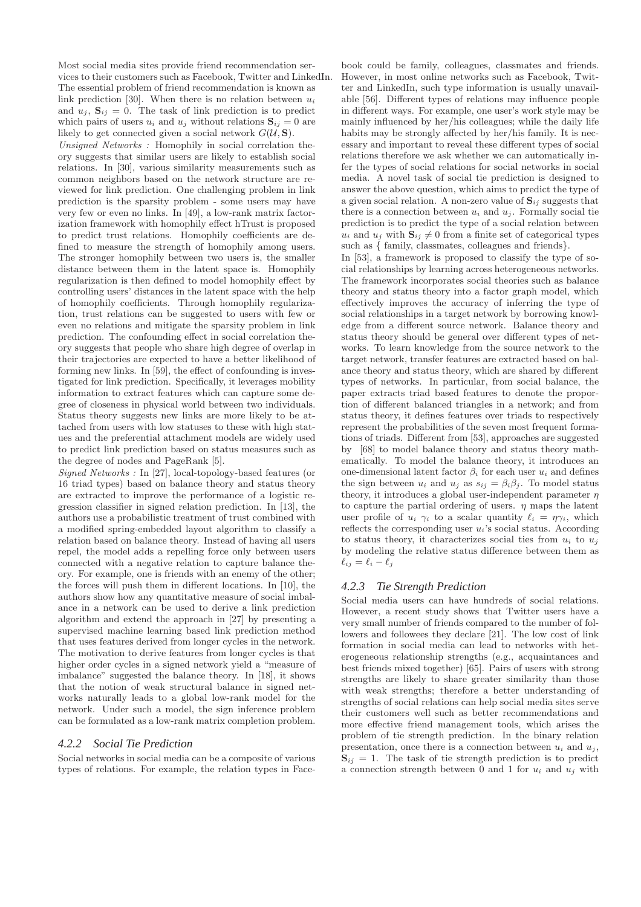Most social media sites provide friend recommendation services to their customers such as Facebook, Twitter and LinkedIn. The essential problem of friend recommendation is known as link prediction [30]. When there is no relation between $u_i$ and $u_j$, $\mathbf{S}_{ij} = 0$. The task of link prediction is to predict which pairs of users $u_i$ and $u_j$ without relations $\mathbf{S}_{ij} = 0$ are likely to get connected given a social network $G(\mathcal{U}, \mathbf{S})$.

*Unsigned Networks :* Homophily in social correlation theory suggests that similar users are likely to establish social relations. In [30], various similarity measurements such as common neighbors based on the network structure are reviewed for link prediction. One challenging problem in link prediction is the sparsity problem - some users may have very few or even no links. In [49], a low-rank matrix factorization framework with homophily effect hTrust is proposed to predict trust relations. Homophily coefficients are defined to measure the strength of homophily among users. The stronger homophily between two users is, the smaller distance between them in the latent space is. Homophily regularization is then defined to model homophily effect by controlling users' distances in the latent space with the help of homophily coefficients. Through homophily regularization, trust relations can be suggested to users with few or even no relations and mitigate the sparsity problem in link prediction. The confounding effect in social correlation theory suggests that people who share high degree of overlap in their trajectories are expected to have a better likelihood of forming new links. In [59], the effect of confounding is investigated for link prediction. Specifically, it leverages mobility information to extract features which can capture some degree of closeness in physical world between two individuals. Status theory suggests new links are more likely to be attached from users with low statuses to these with high statues and the preferential attachment models are widely used to predict link prediction based on status measures such as the degree of nodes and PageRank [5].

*Signed Networks :* In [27], local-topology-based features (or 16 triad types) based on balance theory and status theory are extracted to improve the performance of a logistic regression classifier in signed relation prediction. In [13], the authors use a probabilistic treatment of trust combined with a modified spring-embedded layout algorithm to classify a relation based on balance theory. Instead of having all users repel, the model adds a repelling force only between users connected with a negative relation to capture balance theory. For example, one is friends with an enemy of the other; the forces will push them in different locations. In [10], the authors show how any quantitative measure of social imbalance in a network can be used to derive a link prediction algorithm and extend the approach in [27] by presenting a supervised machine learning based link prediction method that uses features derived from longer cycles in the network. The motivation to derive features from longer cycles is that higher order cycles in a signed network yield a "measure of imbalance" suggested the balance theory. In [18], it shows that the notion of weak structural balance in signed networks naturally leads to a global low-rank model for the network. Under such a model, the sign inference problem can be formulated as a low-rank matrix completion problem.

### 4.2.2 Social Tie Prediction

Social networks in social media can be a composite of various types of relations. For example, the relation types in Facebook could be family, colleagues, classmates and friends. However, in most online networks such as Facebook, Twitter and LinkedIn, such type information is usually unavailable [56]. Different types of relations may influence people in different ways. For example, one user's work style may be mainly influenced by her/his colleagues; while the daily life habits may be strongly affected by her/his family. It is necessary and important to reveal these different types of social relations therefore we ask whether we can automatically infer the types of social relations for social networks in social media. A novel task of social tie prediction is designed to answer the above question, which aims to predict the type of a given social relation. A non-zero value of $\mathbf{S}_{ij}$ suggests that there is a connection between $u_i$ and $u_j$. Formally social tie prediction is to predict the type of a social relation between $u_i$ and $u_j$ with $\mathbf{S}_{ij} \neq 0$ from a finite set of categorical types such as { family, classmates, colleagues and friends}.

In [53], a framework is proposed to classify the type of social relationships by learning across heterogeneous networks. The framework incorporates social theories such as balance theory and status theory into a factor graph model, which effectively improves the accuracy of inferring the type of social relationships in a target network by borrowing knowledge from a different source network. Balance theory and status theory should be general over different types of networks. To learn knowledge from the source network to the target network, transfer features are extracted based on balance theory and status theory, which are shared by different types of networks. In particular, from social balance, the paper extracts triad based features to denote the proportion of different balanced triangles in a network; and from status theory, it defines features over triads to respectively represent the probabilities of the seven most frequent formations of triads. Different from [53], approaches are suggested by [68] to model balance theory and status theory mathematically. To model the balance theory, it introduces an one-dimensional latent factor $\beta_i$ for each user $u_i$ and defines the sign between $u_i$ and $u_j$ as $s_{ij} = \beta_i \beta_j$. To model status theory, it introduces a global user-independent parameter $\eta$ to capture the partial ordering of users. $\eta$ maps the latent user profile of $u_i$ $\gamma_i$ to a scalar quantity $\ell_i = \eta\gamma_i$, which reflects the corresponding user $u_i$'s social status. According to status theory, it characterizes social ties from $u_i$ to $u_j$ by modeling the relative status difference between them as $\ell_{ij} = \ell_i - \ell_j$

### 4.2.3 Tie Strength Prediction

Social media users can have hundreds of social relations. However, a recent study shows that Twitter users have a very small number of friends compared to the number of followers and followees they declare [21]. The low cost of link formation in social media can lead to networks with heterogeneous relationship strengths (e.g., acquaintances and best friends mixed together) [65]. Pairs of users with strong strengths are likely to share greater similarity than those with weak strengths; therefore a better understanding of strengths of social relations can help social media sites serve their customers well such as better recommendations and more effective friend management tools, which arises the problem of tie strength prediction. In the binary relation presentation, once there is a connection between $u_i$ and $u_j$, $\mathbf{S}_{ij} = 1$. The task of tie strength prediction is to predict a connection strength between 0 and 1 for $u_i$ and $u_j$ with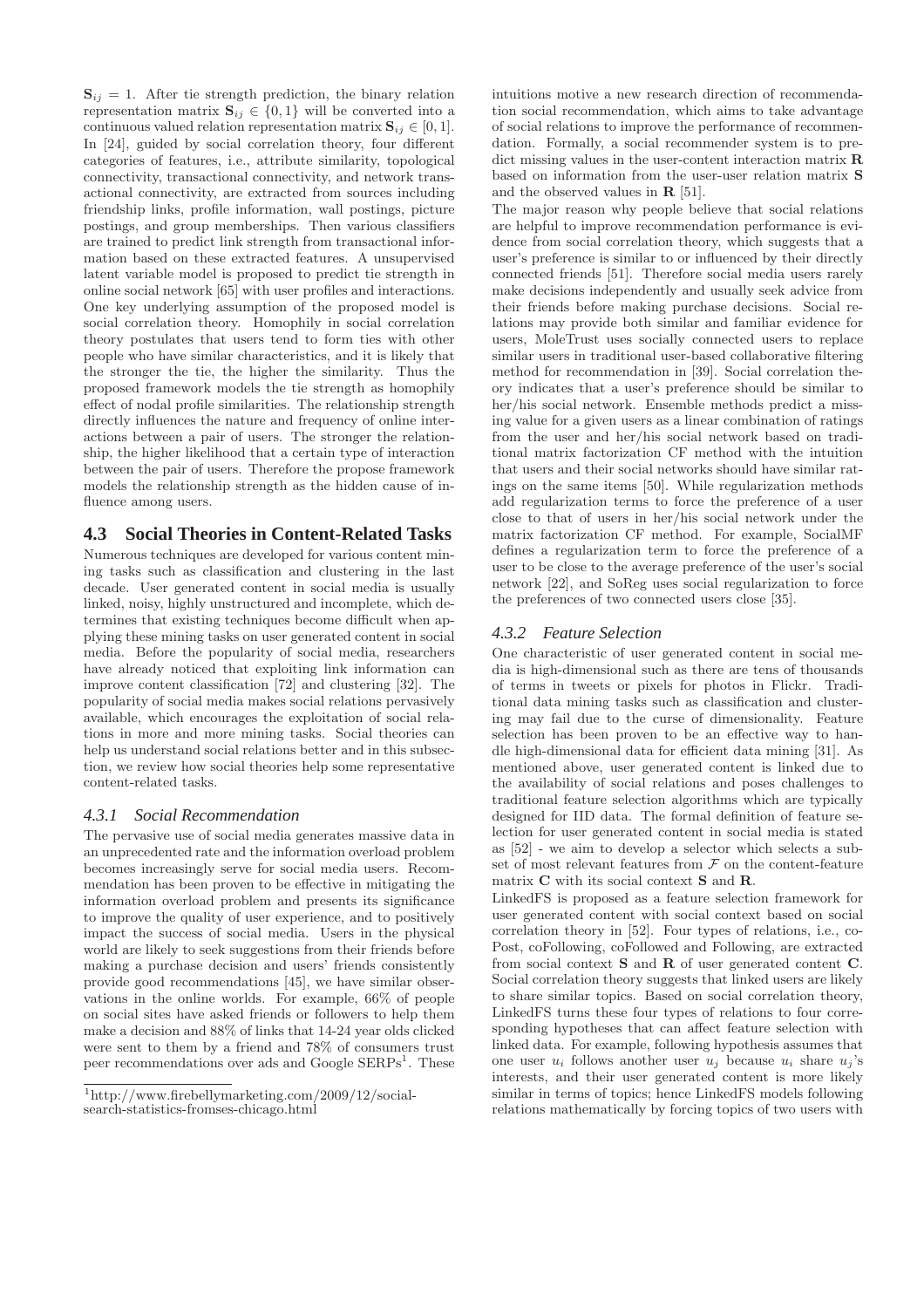$\mathbf{S}_{ij} = 1$. After tie strength prediction, the binary relation representation matrix $\mathbf{S}_{ij} \in \{0, 1\}$ will be converted into a continuous valued relation representation matrix $\mathbf{S}_{ij} \in [0, 1]$. In [24], guided by social correlation theory, four different categories of features, i.e., attribute similarity, topological connectivity, transactional connectivity, and network transactional connectivity, are extracted from sources including friendship links, profile information, wall postings, picture postings, and group memberships. Then various classifiers are trained to predict link strength from transactional information based on these extracted features. A unsupervised latent variable model is proposed to predict tie strength in online social network [65] with user profiles and interactions. One key underlying assumption of the proposed model is social correlation theory. Homophily in social correlation theory postulates that users tend to form ties with other people who have similar characteristics, and it is likely that the stronger the tie, the higher the similarity. Thus the proposed framework models the tie strength as homophily effect of nodal profile similarities. The relationship strength directly influences the nature and frequency of online interactions between a pair of users. The stronger the relationship, the higher likelihood that a certain type of interaction between the pair of users. Therefore the propose framework models the relationship strength as the hidden cause of influence among users.

## 4.3 Social Theories in Content-Related Tasks

Numerous techniques are developed for various content mining tasks such as classification and clustering in the last decade. User generated content in social media is usually linked, noisy, highly unstructured and incomplete, which determines that existing techniques become difficult when applying these mining tasks on user generated content in social media. Before the popularity of social media, researchers have already noticed that exploiting link information can improve content classification [72] and clustering [32]. The popularity of social media makes social relations pervasively available, which encourages the exploitation of social relations in more and more mining tasks. Social theories can help us understand social relations better and in this subsection, we review how social theories help some representative content-related tasks.

### *4.3.1 Social Recommendation*

The pervasive use of social media generates massive data in an unprecedented rate and the information overload problem becomes increasingly serve for social media users. Recommendation has been proven to be effective in mitigating the information overload problem and presents its significance to improve the quality of user experience, and to positively impact the success of social media. Users in the physical world are likely to seek suggestions from their friends before making a purchase decision and users' friends consistently provide good recommendations [45], we have similar observations in the online worlds. For example, 66% of people on social sites have asked friends or followers to help them make a decision and 88% of links that 14-24 year olds clicked were sent to them by a friend and 78% of consumers trust peer recommendations over ads and Google SERPs[1]. These intuitions motive a new research direction of recommendation social recommendation, which aims to take advantage of social relations to improve the performance of recommendation. Formally, a social recommender system is to predict missing values in the user-content interaction matrix $\mathbf{R}$ based on information from the user-user relation matrix $\mathbf{S}$ and the observed values in $\mathbf{R}$ [51].

The major reason why people believe that social relations are helpful to improve recommendation performance is evidence from social correlation theory, which suggests that a user's preference is similar to or influenced by their directly connected friends [51]. Therefore social media users rarely make decisions independently and usually seek advice from their friends before making purchase decisions. Social relations may provide both similar and familiar evidence for users, MoleTrust uses socially connected users to replace similar users in traditional user-based collaborative filtering method for recommendation in [39]. Social correlation theory indicates that a user's preference should be similar to her/his social network. Ensemble methods predict a missing value for a given users as a linear combination of ratings from the user and her/his social network based on traditional matrix factorization CF method with the intuition that users and their social networks should have similar ratings on the same items [50]. While regularization methods add regularization terms to force the preference of a user close to that of users in her/his social network under the matrix factorization CF method. For example, SocialMF defines a regularization term to force the preference of a user to be close to the average preference of the user's social network [22], and SoReg uses social regularization to force the preferences of two connected users close [35].

### *4.3.2 Feature Selection*

One characteristic of user generated content in social media is high-dimensional such as there are tens of thousands of terms in tweets or pixels for photos in Flickr. Traditional data mining tasks such as classification and clustering may fail due to the curse of dimensionality. Feature selection has been proven to be an effective way to handle high-dimensional data for efficient data mining [31]. As mentioned above, user generated content is linked due to the availability of social relations and poses challenges to traditional feature selection algorithms which are typically designed for IID data. The formal definition of feature selection for user generated content in social media is stated as [52] - we aim to develop a selector which selects a subset of most relevant features from $\mathcal{F}$ on the content-feature matrix $\mathbf{C}$ with its social context $\mathbf{S}$ and $\mathbf{R}$.

LinkedFS is proposed as a feature selection framework for user generated content with social context based on social correlation theory in [52]. Four types of relations, i.e., coPost, coFollowing, coFollowed and Following, are extracted from social context $\mathbf{S}$ and $\mathbf{R}$ of user generated content $\mathbf{C}$. Social correlation theory suggests that linked users are likely to share similar topics. Based on social correlation theory, LinkedFS turns these four types of relations to four corresponding hypotheses that can affect feature selection with linked data. For example, following hypothesis assumes that one user $u_i$ follows another user $u_j$ because $u_i$ share $u_j$'s interests, and their user generated content is more likely similar in terms of topics; hence LinkedFS models following relations mathematically by forcing topics of two users with

[1] http://www.firebellymarketing.com/2009/12/social-search-statistics-fromses-chicago.html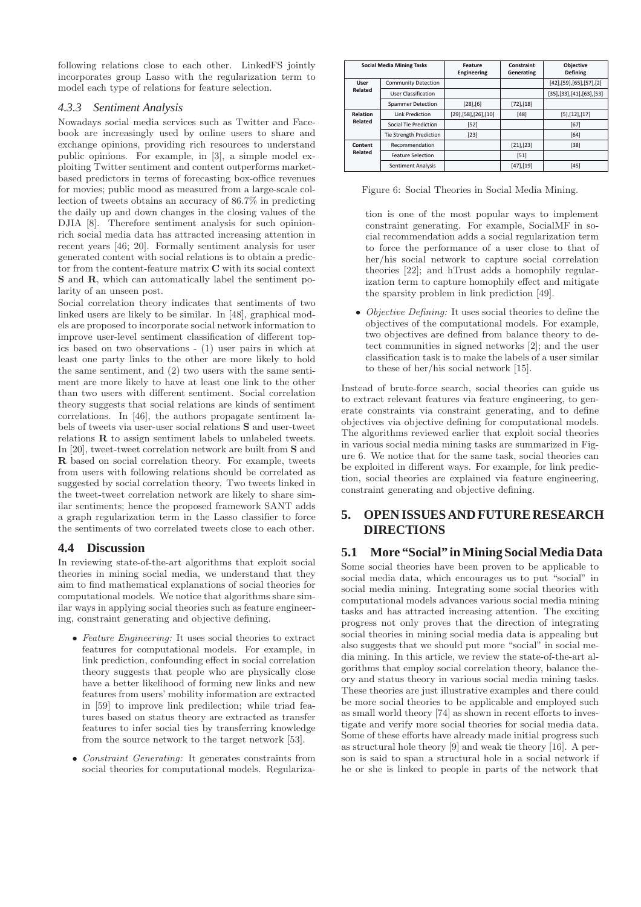following relations close to each other. LinkedFS jointly incorporates group Lasso with the regularization term to model each type of relations for feature selection.

### 4.3.3 Sentiment Analysis

Nowadays social media services such as Twitter and Facebook are increasingly used by online users to share and exchange opinions, providing rich resources to understand public opinions. For example, in [3], a simple model exploiting Twitter sentiment and content outperforms market-based predictors in terms of forecasting box-office revenues for movies; public mood as measured from a large-scale collection of tweets obtains an accuracy of 86.7% in predicting the daily up and down changes in the closing values of the DJIA [8]. Therefore sentiment analysis for such opinion-rich social media data has attracted increasing attention in recent years [46; 20]. Formally sentiment analysis for user generated content with social relations is to obtain a predictor from the content-feature matrix $\mathbf{C}$ with its social context $\mathbf{S}$ and $\mathbf{R}$, which can automatically label the sentiment polarity of an unseen post.

Social correlation theory indicates that sentiments of two linked users are likely to be similar. In [48], graphical models are proposed to incorporate social network information to improve user-level sentiment classification of different topics based on two observations - (1) user pairs in which at least one party links to the other are more likely to hold the same sentiment, and (2) two users with the same sentiment are more likely to have at least one link to the other than two users with different sentiment. Social correlation theory suggests that social relations are kinds of sentiment correlations. In [46], the authors propagate sentiment labels of tweets via user-user social relations $\mathbf{S}$ and user-tweet relations $\mathbf{R}$ to assign sentiment labels to unlabeled tweets. In [20], tweet-tweet correlation network are built from $\mathbf{S}$ and $\mathbf{R}$ based on social correlation theory. For example, tweets from users with following relations should be correlated as suggested by social correlation theory. Two tweets linked in the tweet-tweet correlation network are likely to share similar sentiments; hence the proposed framework SANT adds a graph regularization term in the Lasso classifier to force the sentiments of two correlated tweets close to each other.

## 4.4 Discussion

In reviewing state-of-the-art algorithms that exploit social theories in mining social media, we understand that they aim to find mathematical explanations of social theories for computational models. We notice that algorithms share similar ways in applying social theories such as feature engineering, constraint generating and objective defining.

- *Feature Engineering:* It uses social theories to extract features for computational models. For example, in link prediction, confounding effect in social correlation theory suggests that people who are physically close have a better likelihood of forming new links and new features from users' mobility information are extracted in [59] to improve link predilection; while triad features based on status theory are extracted as transfer features to infer social ties by transferring knowledge from the source network to the target network [53].
- *Constraint Generating:* It generates constraints from social theories for computational models. Regularization is one of the most popular ways to implement constraint generating. For example, SocialMF in social recommendation adds a social regularization term to force the performance of a user close to that of her/his social network to capture social correlation theories [22]; and hTrust adds a homophily regularization term to capture homophily effect and mitigate the sparsity problem in link prediction [49].
- *Objective Defining:* It uses social theories to define the objectives of the computational models. For example, two objectives are defined from balance theory to detect communities in signed networks [2]; and the user classification task is to make the labels of a user similar to these of her/his social network [15].

| Social Media Mining Tasks | | Feature Engineering | Constraint Generating | Objective Defining |
|---|---|---|---|---|
| User Related | Community Detection | | | [42],[59],[65],[57],[2] |
| | User Classification | | | [35],[33],[41],[63],[53] |
| | Spammer Detection | [28],[6] | [72],[18] | |
| Relation Related | Link Prediction | [29],[58],[26],[10] | [48] | [5],[12],[17] |
| | Social Tie Prediction | [52] | | [67] |
| | Tie Strength Prediction | [23] | | [64] |
| Content Related | Recommendation | | [21],[23] | [38] |
| | Feature Selection | | [51] | |
| | Sentiment Analysis | | [47],[19] | [45] |

Figure 6: Social Theories in Social Media Mining.

Instead of brute-force search, social theories can guide us to extract relevant features via feature engineering, to generate constraints via constraint generating, and to define objectives via objective defining for computational models. The algorithms reviewed earlier that exploit social theories in various social media mining tasks are summarized in Figure 6. We notice that for the same task, social theories can be exploited in different ways. For example, for link prediction, social theories are explained via feature engineering, constraint generating and objective defining.

# 5. OPEN ISSUES AND FUTURE RESEARCH DIRECTIONS

## 5.1 More "Social" in Mining Social Media Data

Some social theories have been proven to be applicable to social media data, which encourages us to put "social" in social media mining. Integrating some social theories with computational models advances various social media mining tasks and has attracted increasing attention. The exciting progress not only proves that the direction of integrating social theories in mining social media data is appealing but also suggests that we should put more "social" in social media mining. In this article, we review the state-of-the-art algorithms that employ social correlation theory, balance theory and status theory in various social media mining tasks. These theories are just illustrative examples and there could be more social theories to be applicable and employed such as small world theory [74] as shown in recent efforts to investigate and verify more social theories for social media data. Some of these efforts have already made initial progress such as structural hole theory [9] and weak tie theory [16]. A person is said to span a structural hole in a social network if he or she is linked to people in parts of the network that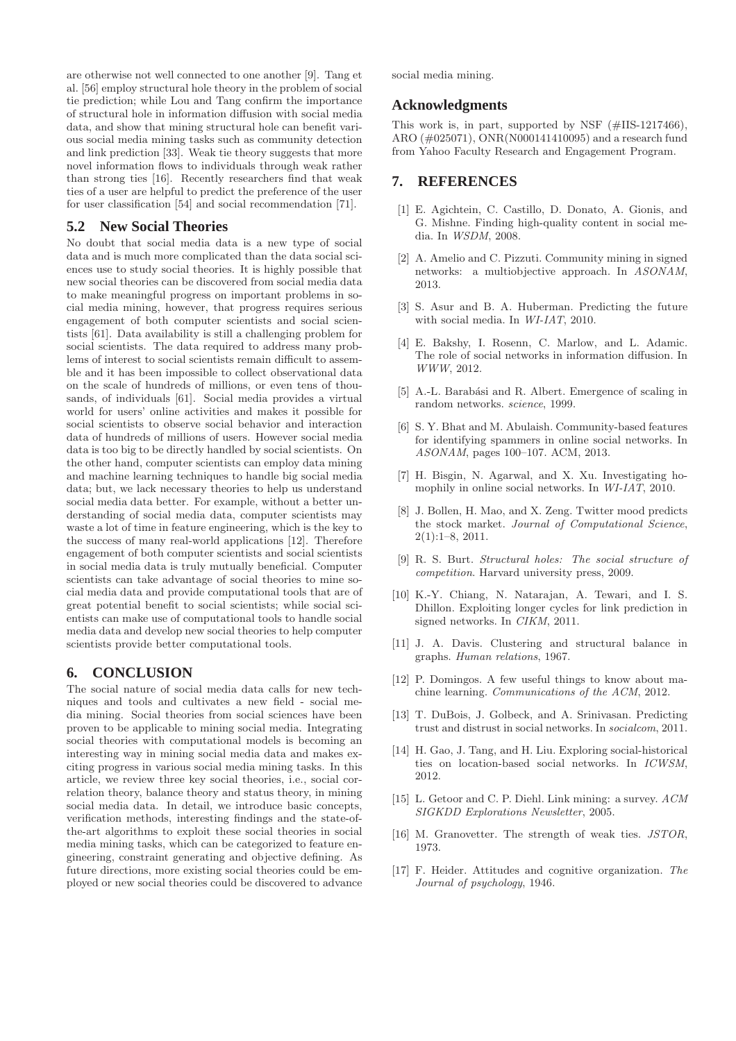are otherwise not well connected to one another [9]. Tang et al. [56] employ structural hole theory in the problem of social tie prediction; while Lou and Tang confirm the importance of structural hole in information diffusion with social media data, and show that mining structural hole can benefit various social media mining tasks such as community detection and link prediction [33]. Weak tie theory suggests that more novel information flows to individuals through weak rather than strong ties [16]. Recently researchers find that weak ties of a user are helpful to predict the preference of the user for user classification [54] and social recommendation [71].

## 5.2 New Social Theories

No doubt that social media data is a new type of social data and is much more complicated than the data social sciences use to study social theories. It is highly possible that new social theories can be discovered from social media data to make meaningful progress on important problems in social media mining, however, that progress requires serious engagement of both computer scientists and social scientists [61]. Data availability is still a challenging problem for social scientists. The data required to address many problems of interest to social scientists remain difficult to assemble and it has been impossible to collect observational data on the scale of hundreds of millions, or even tens of thousands, of individuals [61]. Social media provides a virtual world for users' online activities and makes it possible for social scientists to observe social behavior and interaction data of hundreds of millions of users. However social media data is too big to be directly handled by social scientists. On the other hand, computer scientists can employ data mining and machine learning techniques to handle big social media data; but, we lack necessary theories to help us understand social media data better. For example, without a better understanding of social media data, computer scientists may waste a lot of time in feature engineering, which is the key to the success of many real-world applications [12]. Therefore engagement of both computer scientists and social scientists in social media data is truly mutually beneficial. Computer scientists can take advantage of social theories to mine social media data and provide computational tools that are of great potential benefit to social scientists; while social scientists can make use of computational tools to handle social media data and develop new social theories to help computer scientists provide better computational tools.

# 6. CONCLUSION

The social nature of social media data calls for new techniques and tools and cultivates a new field - social media mining. Social theories from social sciences have been proven to be applicable to mining social media. Integrating social theories with computational models is becoming an interesting way in mining social media data and makes exciting progress in various social media mining tasks. In this article, we review three key social theories, i.e., social correlation theory, balance theory and status theory, in mining social media data. In detail, we introduce basic concepts, verification methods, interesting findings and the state-of-the-art algorithms to exploit these social theories in social media mining tasks, which can be categorized to feature engineering, constraint generating and objective defining. As future directions, more existing social theories could be employed or new social theories could be discovered to advance social media mining.

## Acknowledgments

This work is, in part, supported by NSF (#IIS-1217466), ARO (#025071), ONR(N000141410095) and a research fund from Yahoo Faculty Research and Engagement Program.

# 7. REFERENCES

[1] E. Agichtein, C. Castillo, D. Donato, A. Gionis, and G. Mishne. Finding high-quality content in social media. In *WSDM*, 2008.

[2] A. Amelio and C. Pizzuti. Community mining in signed networks: a multiobjective approach. In *ASONAM*, 2013.

[3] S. Asur and B. A. Huberman. Predicting the future with social media. In *WI-IAT*, 2010.

[4] E. Bakshy, I. Rosenn, C. Marlow, and L. Adamic. The role of social networks in information diffusion. In *WWW*, 2012.

[5] A.-L. Barabási and R. Albert. Emergence of scaling in random networks. *science*, 1999.

[6] S. Y. Bhat and M. Abulaish. Community-based features for identifying spammers in online social networks. In *ASONAM*, pages 100–107. ACM, 2013.

[7] H. Bisgin, N. Agarwal, and X. Xu. Investigating homophily in online social networks. In *WI-IAT*, 2010.

[8] J. Bollen, H. Mao, and X. Zeng. Twitter mood predicts the stock market. *Journal of Computational Science*, 2(1):1–8, 2011.

[9] R. S. Burt. *Structural holes: The social structure of competition*. Harvard university press, 2009.

[10] K.-Y. Chiang, N. Natarajan, A. Tewari, and I. S. Dhillon. Exploiting longer cycles for link prediction in signed networks. In *CIKM*, 2011.

[11] J. A. Davis. Clustering and structural balance in graphs. *Human relations*, 1967.

[12] P. Domingos. A few useful things to know about machine learning. *Communications of the ACM*, 2012.

[13] T. DuBois, J. Golbeck, and A. Srinivasan. Predicting trust and distrust in social networks. In *socialcom*, 2011.

[14] H. Gao, J. Tang, and H. Liu. Exploring social-historical ties on location-based social networks. In *ICWSM*, 2012.

[15] L. Getoor and C. P. Diehl. Link mining: a survey. *ACM SIGKDD Explorations Newsletter*, 2005.

[16] M. Granovetter. The strength of weak ties. *JSTOR*, 1973.

[17] F. Heider. Attitudes and cognitive organization. *The Journal of psychology*, 1946.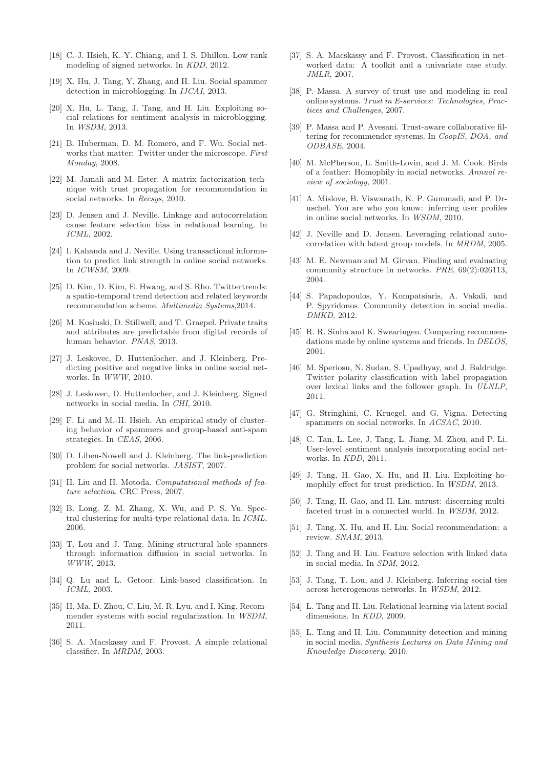[18] C.-J. Hsieh, K.-Y. Chiang, and I. S. Dhillon. Low rank modeling of signed networks. In *KDD*, 2012.

[19] X. Hu, J. Tang, Y. Zhang, and H. Liu. Social spammer detection in microblogging. In *IJCAI*, 2013.

[20] X. Hu, L. Tang, J. Tang, and H. Liu. Exploiting social relations for sentiment analysis in microblogging. In *WSDM*, 2013.

[21] B. Huberman, D. M. Romero, and F. Wu. Social networks that matter: Twitter under the microscope. *First Monday*, 2008.

[22] M. Jamali and M. Ester. A matrix factorization technique with trust propagation for recommendation in social networks. In *Recsys*, 2010.

[23] D. Jensen and J. Neville. Linkage and autocorrelation cause feature selection bias in relational learning. In *ICML*, 2002.

[24] I. Kahanda and J. Neville. Using transactional information to predict link strength in online social networks. In *ICWSM*, 2009.

[25] D. Kim, D. Kim, E. Hwang, and S. Rho. Twittertrends: a spatio-temporal trend detection and related keywords recommendation scheme. *Multimedia Systems*,2014.

[26] M. Kosinski, D. Stillwell, and T. Graepel. Private traits and attributes are predictable from digital records of human behavior. *PNAS*, 2013.

[27] J. Leskovec, D. Huttenlocher, and J. Kleinberg. Predicting positive and negative links in online social networks. In *WWW*, 2010.

[28] J. Leskovec, D. Huttenlocher, and J. Kleinberg. Signed networks in social media. In *CHI*, 2010.

[29] F. Li and M.-H. Hsieh. An empirical study of clustering behavior of spammers and group-based anti-spam strategies. In *CEAS*, 2006.

[30] D. Liben-Nowell and J. Kleinberg. The link-prediction problem for social networks. *JASIST*, 2007.

[31] H. Liu and H. Motoda. *Computational methods of feature selection*. CRC Press, 2007.

[32] B. Long, Z. M. Zhang, X. Wu, and P. S. Yu. Spectral clustering for multi-type relational data. In *ICML*, 2006.

[33] T. Lou and J. Tang. Mining structural hole spanners through information diffusion in social networks. In *WWW*, 2013.

[34] Q. Lu and L. Getoor. Link-based classification. In *ICML*, 2003.

[35] H. Ma, D. Zhou, C. Liu, M. R. Lyu, and I. King. Recommender systems with social regularization. In *WSDM*, 2011.

[36] S. A. Macskassy and F. Provost. A simple relational classifier. In *MRDM*, 2003.

[37] S. A. Macskassy and F. Provost. Classification in networked data: A toolkit and a univariate case study. *JMLR*, 2007.

[38] P. Massa. A survey of trust use and modeling in real online systems. *Trust in E-services: Technologies, Practices and Challenges*, 2007.

[39] P. Massa and P. Avesani. Trust-aware collaborative filtering for recommender systems. In *CoopIS, DOA, and ODBASE*, 2004.

[40] M. McPherson, L. Smith-Lovin, and J. M. Cook. Birds of a feather: Homophily in social networks. *Annual review of sociology*, 2001.

[41] A. Mislove, B. Viswanath, K. P. Gummadi, and P. Druschel. You are who you know: inferring user profiles in online social networks. In *WSDM*, 2010.

[42] J. Neville and D. Jensen. Leveraging relational autocorrelation with latent group models. In *MRDM*, 2005.

[43] M. E. Newman and M. Girvan. Finding and evaluating community structure in networks. *PRE*, 69(2):026113, 2004.

[44] S. Papadopoulos, Y. Kompatsiaris, A. Vakali, and P. Spyridonos. Community detection in social media. *DMKD*, 2012.

[45] R. R. Sinha and K. Swearingen. Comparing recommendations made by online systems and friends. In *DELOS*, 2001.

[46] M. Speriosu, N. Sudan, S. Upadhyay, and J. Baldridge. Twitter polarity classification with label propagation over lexical links and the follower graph. In *ULNLP*, 2011.

[47] G. Stringhini, C. Kruegel, and G. Vigna. Detecting spammers on social networks. In *ACSAC*, 2010.

[48] C. Tan, L. Lee, J. Tang, L. Jiang, M. Zhou, and P. Li. User-level sentiment analysis incorporating social networks. In *KDD*, 2011.

[49] J. Tang, H. Gao, X. Hu, and H. Liu. Exploiting homophily effect for trust prediction. In *WSDM*, 2013.

[50] J. Tang, H. Gao, and H. Liu. mtrust: discerning multi-faceted trust in a connected world. In *WSDM*, 2012.

[51] J. Tang, X. Hu, and H. Liu. Social recommendation: a review. *SNAM*, 2013.

[52] J. Tang and H. Liu. Feature selection with linked data in social media. In *SDM*, 2012.

[53] J. Tang, T. Lou, and J. Kleinberg. Inferring social ties across heterogenous networks. In *WSDM*, 2012.

[54] L. Tang and H. Liu. Relational learning via latent social dimensions. In *KDD*, 2009.

[55] L. Tang and H. Liu. Community detection and mining in social media. *Synthesis Lectures on Data Mining and Knowledge Discovery*, 2010.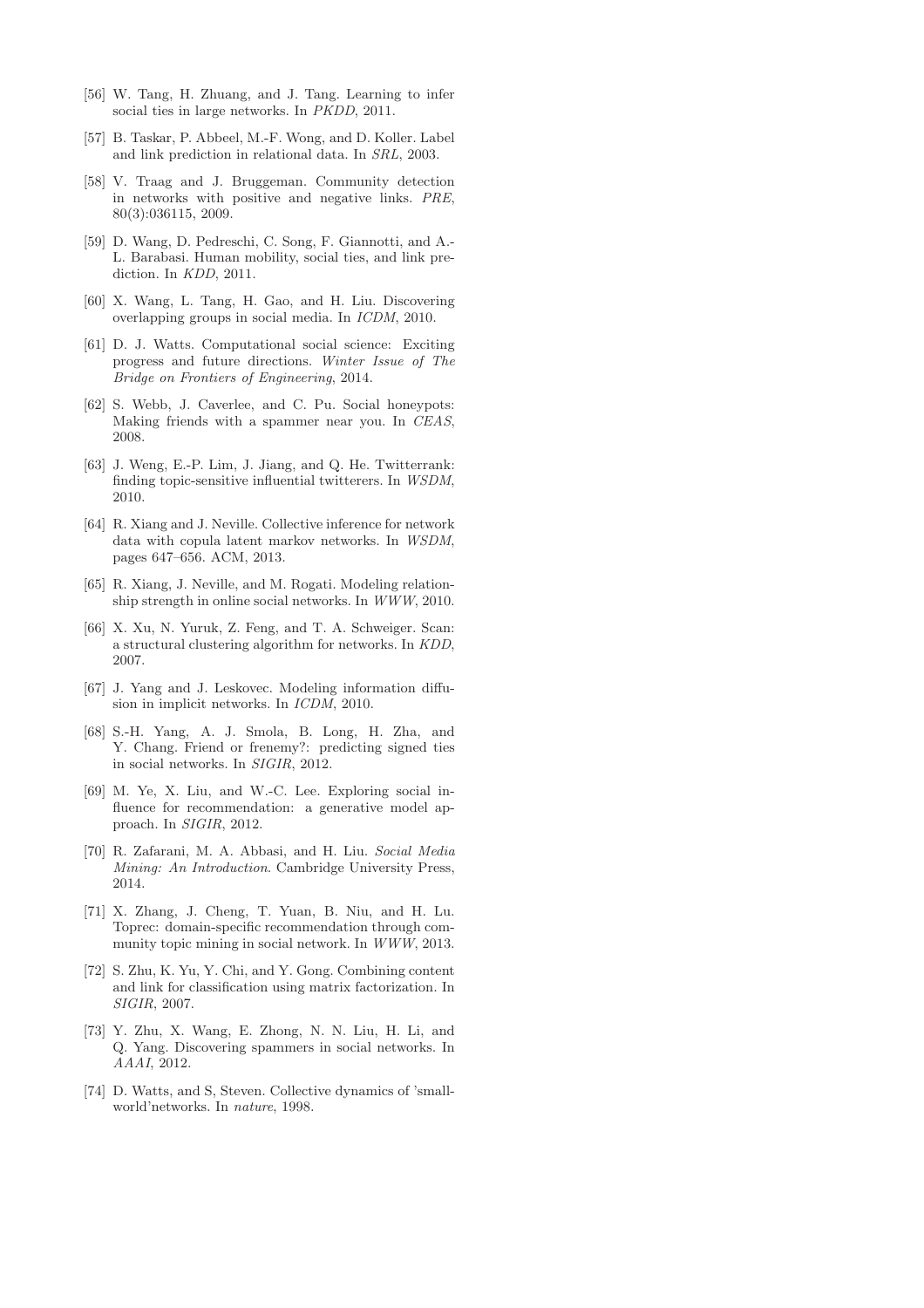[56] W. Tang, H. Zhuang, and J. Tang. Learning to infer social ties in large networks. In *PKDD*, 2011.

[57] B. Taskar, P. Abbeel, M.-F. Wong, and D. Koller. Label and link prediction in relational data. In *SRL*, 2003.

[58] V. Traag and J. Bruggeman. Community detection in networks with positive and negative links. *PRE*, 80(3):036115, 2009.

[59] D. Wang, D. Pedreschi, C. Song, F. Giannotti, and A.-L. Barabasi. Human mobility, social ties, and link prediction. In *KDD*, 2011.

[60] X. Wang, L. Tang, H. Gao, and H. Liu. Discovering overlapping groups in social media. In *ICDM*, 2010.

[61] D. J. Watts. Computational social science: Exciting progress and future directions. *Winter Issue of The Bridge on Frontiers of Engineering*, 2014.

[62] S. Webb, J. Caverlee, and C. Pu. Social honeypots: Making friends with a spammer near you. In *CEAS*, 2008.

[63] J. Weng, E.-P. Lim, J. Jiang, and Q. He. Twitterrank: finding topic-sensitive influential twitterers. In *WSDM*, 2010.

[64] R. Xiang and J. Neville. Collective inference for network data with copula latent markov networks. In *WSDM*, pages 647–656. ACM, 2013.

[65] R. Xiang, J. Neville, and M. Rogati. Modeling relationship strength in online social networks. In *WWW*, 2010.

[66] X. Xu, N. Yuruk, Z. Feng, and T. A. Schweiger. Scan: a structural clustering algorithm for networks. In *KDD*, 2007.

[67] J. Yang and J. Leskovec. Modeling information diffusion in implicit networks. In *ICDM*, 2010.

[68] S.-H. Yang, A. J. Smola, B. Long, H. Zha, and Y. Chang. Friend or frenemy?: predicting signed ties in social networks. In *SIGIR*, 2012.

[69] M. Ye, X. Liu, and W.-C. Lee. Exploring social influence for recommendation: a generative model approach. In *SIGIR*, 2012.

[70] R. Zafarani, M. A. Abbasi, and H. Liu. *Social Media Mining: An Introduction*. Cambridge University Press, 2014.

[71] X. Zhang, J. Cheng, T. Yuan, B. Niu, and H. Lu. Toprec: domain-specific recommendation through community topic mining in social network. In *WWW*, 2013.

[72] S. Zhu, K. Yu, Y. Chi, and Y. Gong. Combining content and link for classification using matrix factorization. In *SIGIR*, 2007.

[73] Y. Zhu, X. Wang, E. Zhong, N. N. Liu, H. Li, and Q. Yang. Discovering spammers in social networks. In *AAAI*, 2012.

[74] D. Watts, and S, Steven. Collective dynamics of 'small-world'networks. In *nature*, 1998.